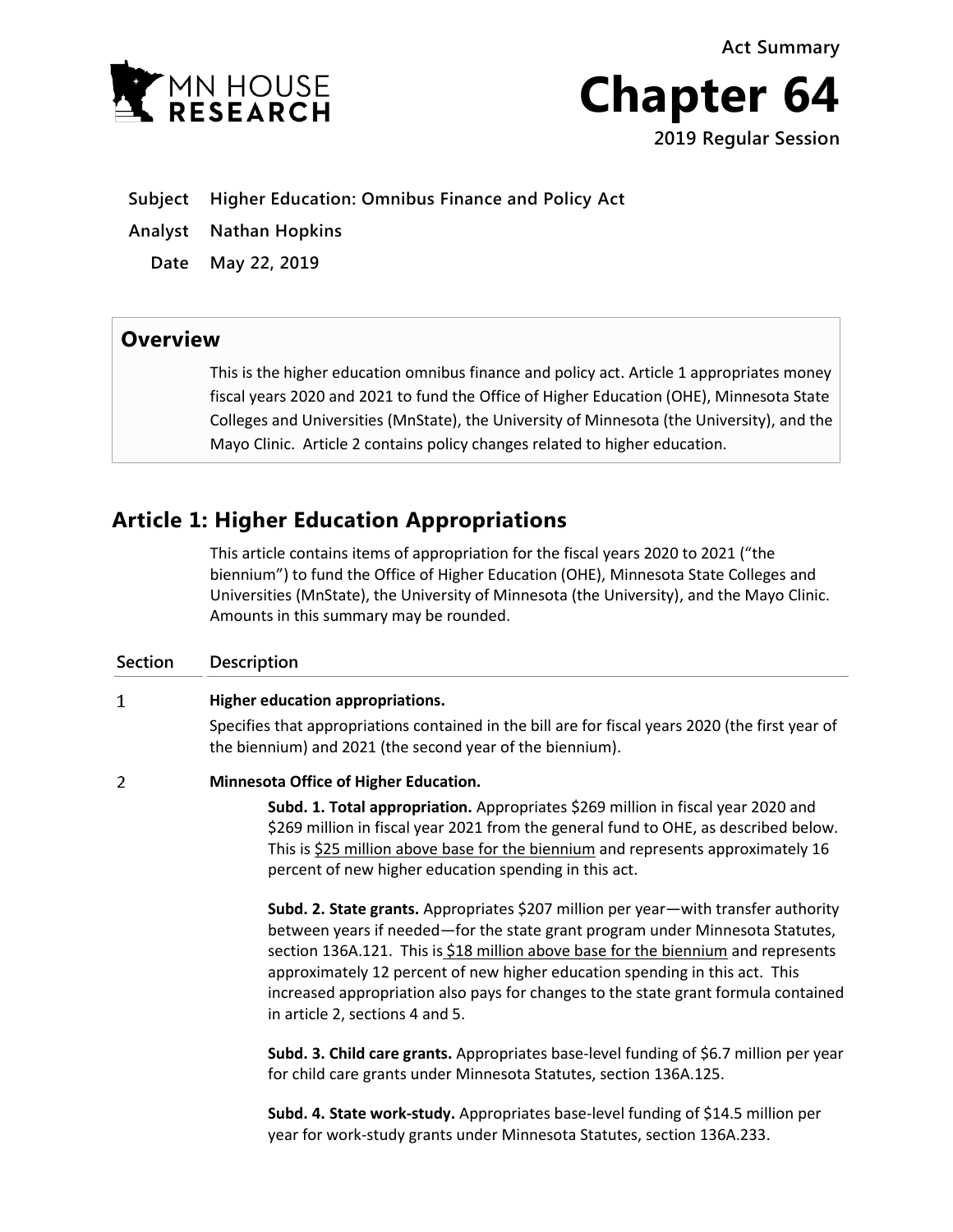Act Summary

# Chapter 64

**2019 Regular Session**

**Subject** Higher Education: Omnibus Finance and Policy Act

**Analyst** Nathan Hopkins

**Date** May 22, 2019

## Overview

This is the higher education omnibus finance and policy act. Article 1 appropriates money fiscal years 2020 and 2021 to fund the Office of Higher Education (OHE), Minnesota State Colleges and Universities (MnState), the University of Minnesota (the University), and the Mayo Clinic. Article 2 contains policy changes related to higher education.

## Article 1: Higher Education Appropriations

This article contains items of appropriation for the fiscal years 2020 to 2021 ("the biennium") to fund the Office of Higher Education (OHE), Minnesota State Colleges and Universities (MnState), the University of Minnesota (the University), and the Mayo Clinic. Amounts in this summary may be rounded.

| Section | Description |
|---|---|
| 1 | **Higher education appropriations.**<br>Specifies that appropriations contained in the bill are for fiscal years 2020 (the first year of the biennium) and 2021 (the second year of the biennium). |
| 2 | **Minnesota Office of Higher Education.**<br>**Subd. 1. Total appropriation.** Appropriates $269 million in fiscal year 2020 and $269 million in fiscal year 2021 from the general fund to OHE, as described below. This is <u>$25 million above base for the biennium</u> and represents approximately 16 percent of new higher education spending in this act.<br><br>**Subd. 2. State grants.** Appropriates $207 million per year—with transfer authority between years if needed—for the state grant program under Minnesota Statutes, section 136A.121. This is <u>$18 million above base for the biennium</u> and represents approximately 12 percent of new higher education spending in this act. This increased appropriation also pays for changes to the state grant formula contained in article 2, sections 4 and 5.<br><br>**Subd. 3. Child care grants.** Appropriates base-level funding of $6.7 million per year for child care grants under Minnesota Statutes, section 136A.125.<br><br>**Subd. 4. State work-study.** Appropriates base-level funding of $14.5 million per year for work-study grants under Minnesota Statutes, section 136A.233. |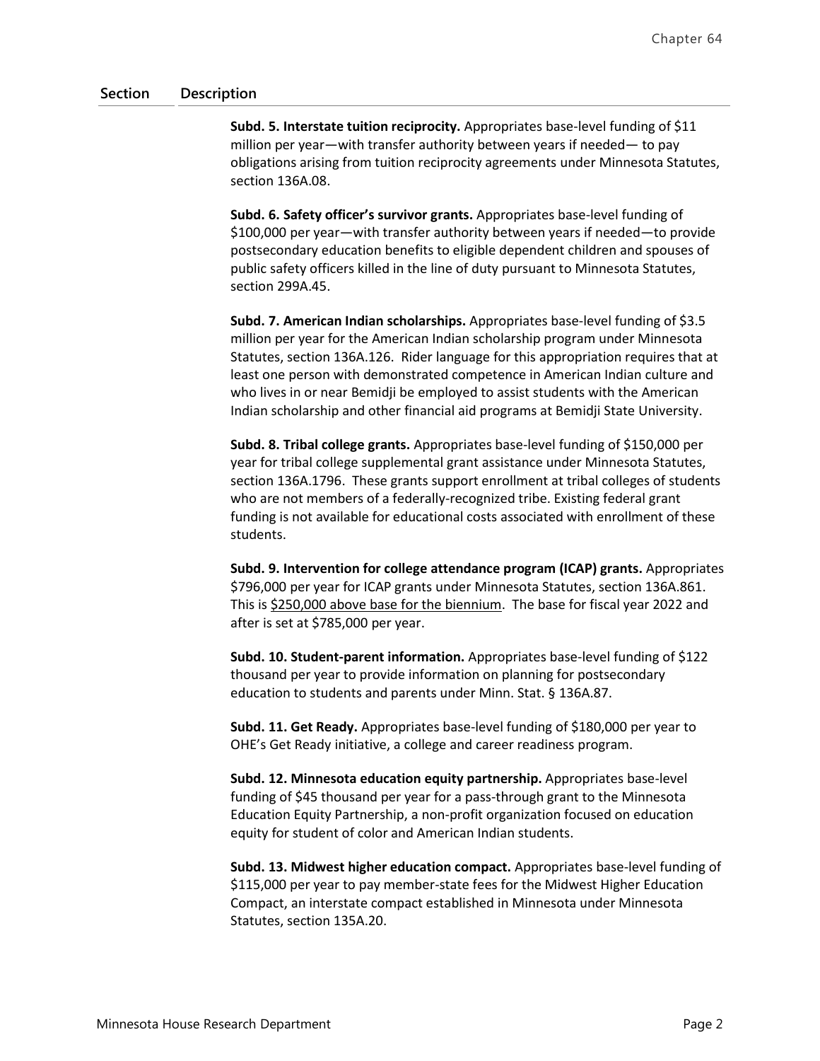| Section | Description |
|---|---|
| | **Subd. 5. Interstate tuition reciprocity.** Appropriates base-level funding of $11 million per year—with transfer authority between years if needed— to pay obligations arising from tuition reciprocity agreements under Minnesota Statutes, section 136A.08. |
| | **Subd. 6. Safety officer's survivor grants.** Appropriates base-level funding of $100,000 per year—with transfer authority between years if needed—to provide postsecondary education benefits to eligible dependent children and spouses of public safety officers killed in the line of duty pursuant to Minnesota Statutes, section 299A.45. |
| | **Subd. 7. American Indian scholarships.** Appropriates base-level funding of $3.5 million per year for the American Indian scholarship program under Minnesota Statutes, section 136A.126. Rider language for this appropriation requires that at least one person with demonstrated competence in American Indian culture and who lives in or near Bemidji be employed to assist students with the American Indian scholarship and other financial aid programs at Bemidji State University. |
| | **Subd. 8. Tribal college grants.** Appropriates base-level funding of $150,000 per year for tribal college supplemental grant assistance under Minnesota Statutes, section 136A.1796. These grants support enrollment at tribal colleges of students who are not members of a federally-recognized tribe. Existing federal grant funding is not available for educational costs associated with enrollment of these students. |
| | **Subd. 9. Intervention for college attendance program (ICAP) grants.** Appropriates $796,000 per year for ICAP grants under Minnesota Statutes, section 136A.861. This is <u>$250,000 above base for the biennium</u>. The base for fiscal year 2022 and after is set at $785,000 per year. |
| | **Subd. 10. Student-parent information.** Appropriates base-level funding of $122 thousand per year to provide information on planning for postsecondary education to students and parents under Minn. Stat. § 136A.87. |
| | **Subd. 11. Get Ready.** Appropriates base-level funding of $180,000 per year to OHE's Get Ready initiative, a college and career readiness program. |
| | **Subd. 12. Minnesota education equity partnership.** Appropriates base-level funding of $45 thousand per year for a pass-through grant to the Minnesota Education Equity Partnership, a non-profit organization focused on education equity for student of color and American Indian students. |
| | **Subd. 13. Midwest higher education compact.** Appropriates base-level funding of $115,000 per year to pay member-state fees for the Midwest Higher Education Compact, an interstate compact established in Minnesota under Minnesota Statutes, section 135A.20. |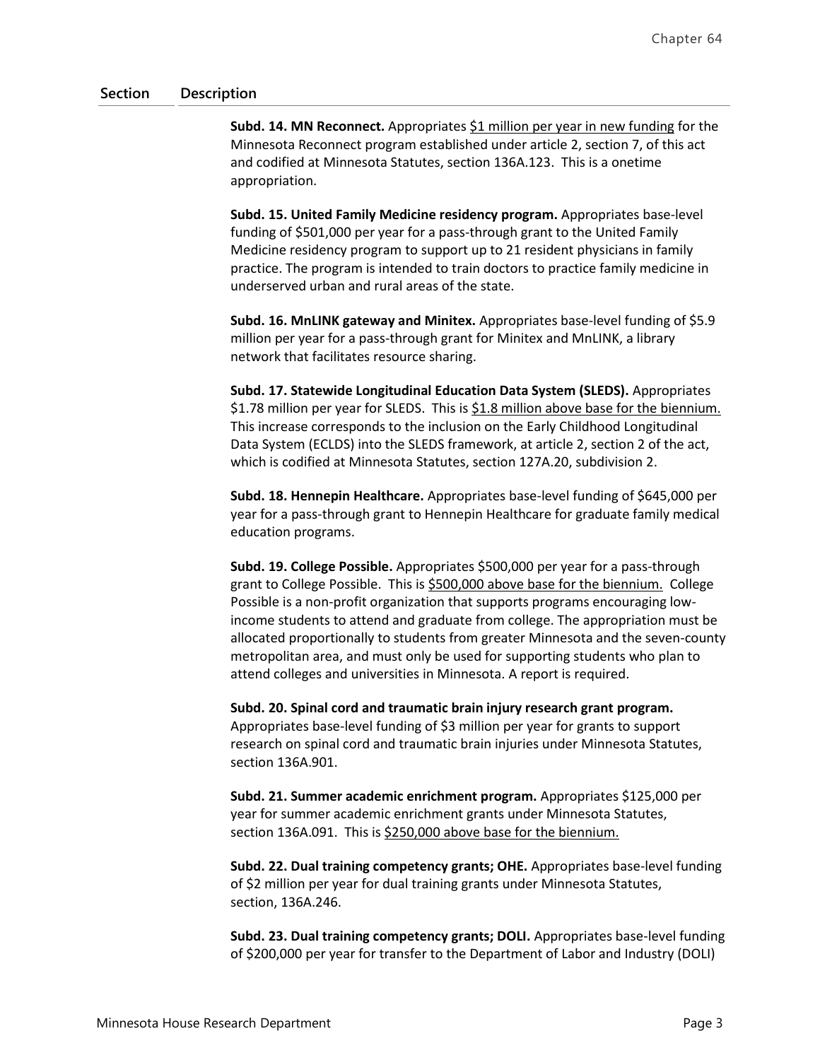| Section | Description |
|---|---|
| | **Subd. 14. MN Reconnect.** Appropriates $1 million per year in new funding for the Minnesota Reconnect program established under article 2, section 7, of this act and codified at Minnesota Statutes, section 136A.123. This is a onetime appropriation. |
| | **Subd. 15. United Family Medicine residency program.** Appropriates base-level funding of $501,000 per year for a pass-through grant to the United Family Medicine residency program to support up to 21 resident physicians in family practice. The program is intended to train doctors to practice family medicine in underserved urban and rural areas of the state. |
| | **Subd. 16. MnLINK gateway and Minitex.** Appropriates base-level funding of $5.9 million per year for a pass-through grant for Minitex and MnLINK, a library network that facilitates resource sharing. |
| | **Subd. 17. Statewide Longitudinal Education Data System (SLEDS).** Appropriates $1.78 million per year for SLEDS. This is $1.8 million above base for the biennium. This increase corresponds to the inclusion on the Early Childhood Longitudinal Data System (ECLDS) into the SLEDS framework, at article 2, section 2 of the act, which is codified at Minnesota Statutes, section 127A.20, subdivision 2. |
| | **Subd. 18. Hennepin Healthcare.** Appropriates base-level funding of $645,000 per year for a pass-through grant to Hennepin Healthcare for graduate family medical education programs. |
| | **Subd. 19. College Possible.** Appropriates $500,000 per year for a pass-through grant to College Possible. This is $500,000 above base for the biennium. College Possible is a non-profit organization that supports programs encouraging low-income students to attend and graduate from college. The appropriation must be allocated proportionally to students from greater Minnesota and the seven-county metropolitan area, and must only be used for supporting students who plan to attend colleges and universities in Minnesota. A report is required. |
| | **Subd. 20. Spinal cord and traumatic brain injury research grant program.** Appropriates base-level funding of $3 million per year for grants to support research on spinal cord and traumatic brain injuries under Minnesota Statutes, section 136A.901. |
| | **Subd. 21. Summer academic enrichment program.** Appropriates $125,000 per year for summer academic enrichment grants under Minnesota Statutes, section 136A.091. This is $250,000 above base for the biennium. |
| | **Subd. 22. Dual training competency grants; OHE.** Appropriates base-level funding of $2 million per year for dual training grants under Minnesota Statutes, section, 136A.246. |
| | **Subd. 23. Dual training competency grants; DOLI.** Appropriates base-level funding of $200,000 per year for transfer to the Department of Labor and Industry (DOLI) |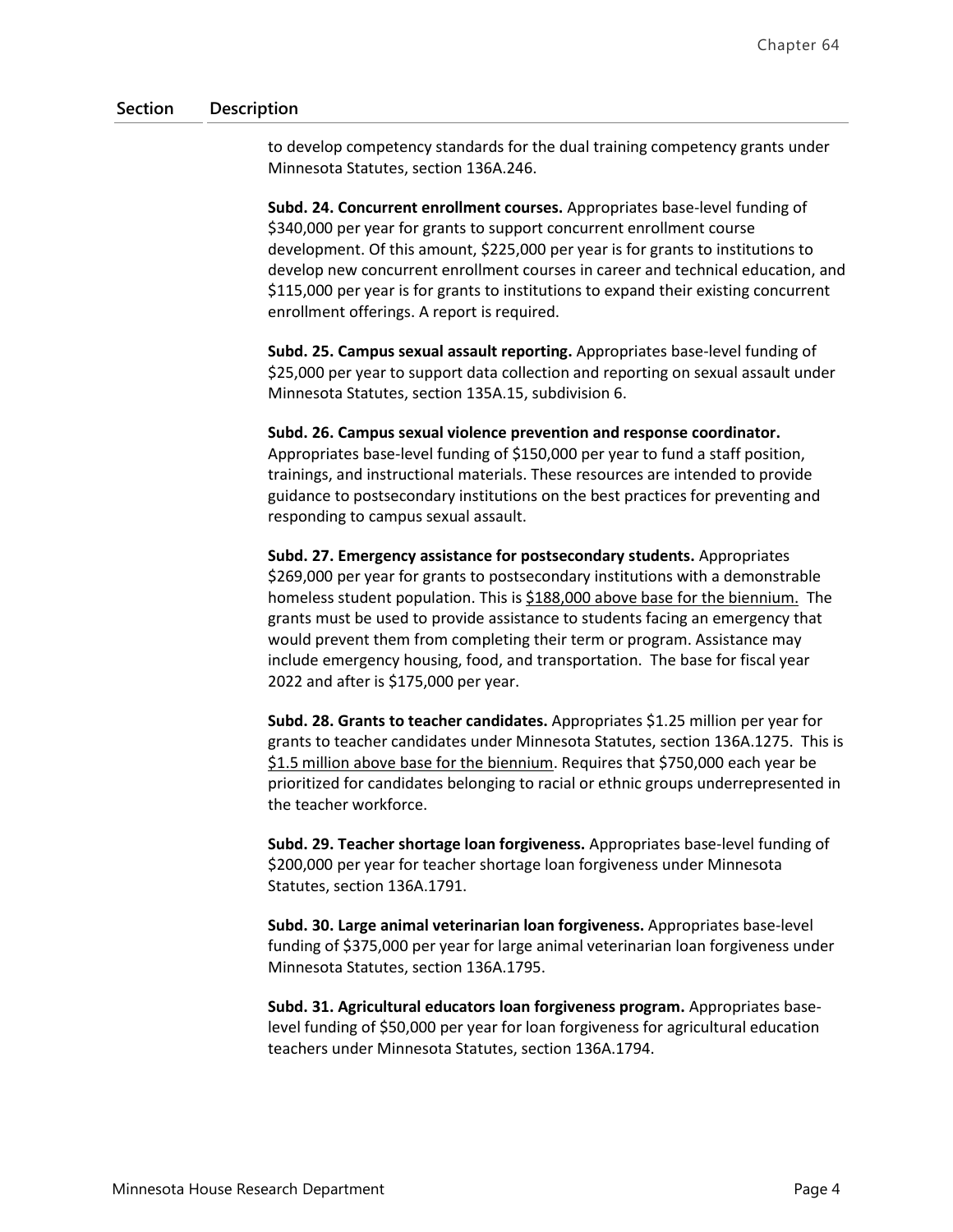| Section | Description |
|---|---|
| | to develop competency standards for the dual training competency grants under Minnesota Statutes, section 136A.246. |
| | **Subd. 24. Concurrent enrollment courses.** Appropriates base-level funding of $340,000 per year for grants to support concurrent enrollment course development. Of this amount, $225,000 per year is for grants to institutions to develop new concurrent enrollment courses in career and technical education, and $115,000 per year is for grants to institutions to expand their existing concurrent enrollment offerings. A report is required. |
| | **Subd. 25. Campus sexual assault reporting.** Appropriates base-level funding of $25,000 per year to support data collection and reporting on sexual assault under Minnesota Statutes, section 135A.15, subdivision 6. |
| | **Subd. 26. Campus sexual violence prevention and response coordinator.** Appropriates base-level funding of $150,000 per year to fund a staff position, trainings, and instructional materials. These resources are intended to provide guidance to postsecondary institutions on the best practices for preventing and responding to campus sexual assault. |
| | **Subd. 27. Emergency assistance for postsecondary students.** Appropriates $269,000 per year for grants to postsecondary institutions with a demonstrable homeless student population. This is $188,000 above base for the biennium. The grants must be used to provide assistance to students facing an emergency that would prevent them from completing their term or program. Assistance may include emergency housing, food, and transportation. The base for fiscal year 2022 and after is $175,000 per year. |
| | **Subd. 28. Grants to teacher candidates.** Appropriates $1.25 million per year for grants to teacher candidates under Minnesota Statutes, section 136A.1275. This is $1.5 million above base for the biennium. Requires that $750,000 each year be prioritized for candidates belonging to racial or ethnic groups underrepresented in the teacher workforce. |
| | **Subd. 29. Teacher shortage loan forgiveness.** Appropriates base-level funding of $200,000 per year for teacher shortage loan forgiveness under Minnesota Statutes, section 136A.1791. |
| | **Subd. 30. Large animal veterinarian loan forgiveness.** Appropriates base-level funding of $375,000 per year for large animal veterinarian loan forgiveness under Minnesota Statutes, section 136A.1795. |
| | **Subd. 31. Agricultural educators loan forgiveness program.** Appropriates base-level funding of $50,000 per year for loan forgiveness for agricultural education teachers under Minnesota Statutes, section 136A.1794. |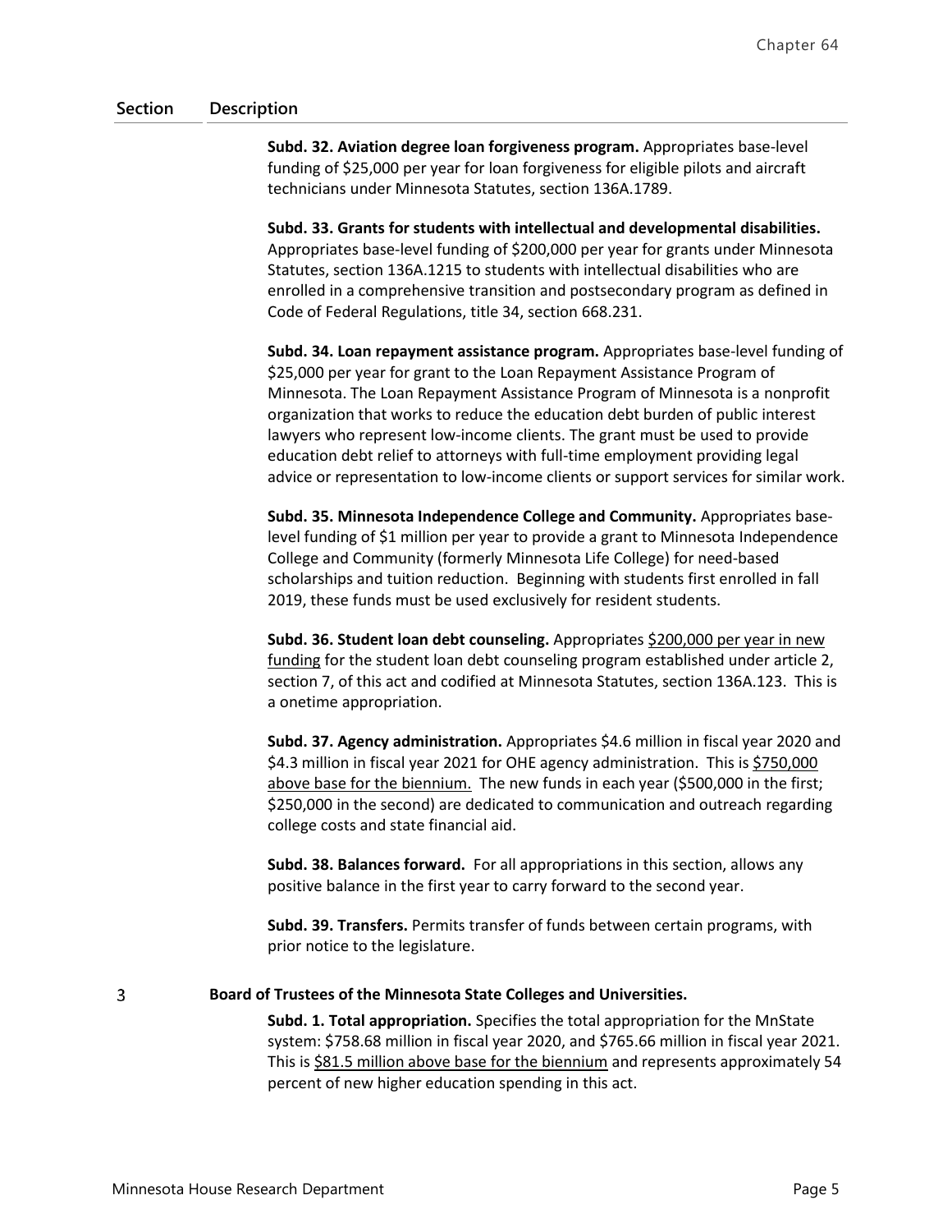| Section | Description |
|---|---|
| | **Subd. 32. Aviation degree loan forgiveness program.** Appropriates base-level funding of $25,000 per year for loan forgiveness for eligible pilots and aircraft technicians under Minnesota Statutes, section 136A.1789. |
| | **Subd. 33. Grants for students with intellectual and developmental disabilities.** Appropriates base-level funding of $200,000 per year for grants under Minnesota Statutes, section 136A.1215 to students with intellectual disabilities who are enrolled in a comprehensive transition and postsecondary program as defined in Code of Federal Regulations, title 34, section 668.231. |
| | **Subd. 34. Loan repayment assistance program.** Appropriates base-level funding of $25,000 per year for grant to the Loan Repayment Assistance Program of Minnesota. The Loan Repayment Assistance Program of Minnesota is a nonprofit organization that works to reduce the education debt burden of public interest lawyers who represent low-income clients. The grant must be used to provide education debt relief to attorneys with full-time employment providing legal advice or representation to low-income clients or support services for similar work. |
| | **Subd. 35. Minnesota Independence College and Community.** Appropriates base-level funding of $1 million per year to provide a grant to Minnesota Independence College and Community (formerly Minnesota Life College) for need-based scholarships and tuition reduction. Beginning with students first enrolled in fall 2019, these funds must be used exclusively for resident students. |
| | **Subd. 36. Student loan debt counseling.** Appropriates $200,000 per year in new funding for the student loan debt counseling program established under article 2, section 7, of this act and codified at Minnesota Statutes, section 136A.123. This is a onetime appropriation. |
| | **Subd. 37. Agency administration.** Appropriates $4.6 million in fiscal year 2020 and $4.3 million in fiscal year 2021 for OHE agency administration. This is $750,000 above base for the biennium. The new funds in each year ($500,000 in the first; $250,000 in the second) are dedicated to communication and outreach regarding college costs and state financial aid. |
| | **Subd. 38. Balances forward.** For all appropriations in this section, allows any positive balance in the first year to carry forward to the second year. |
| | **Subd. 39. Transfers.** Permits transfer of funds between certain programs, with prior notice to the legislature. |
| 3 | **Board of Trustees of the Minnesota State Colleges and Universities.** |
| | **Subd. 1. Total appropriation.** Specifies the total appropriation for the MnState system: $758.68 million in fiscal year 2020, and $765.66 million in fiscal year 2021. This is $81.5 million above base for the biennium and represents approximately 54 percent of new higher education spending in this act. |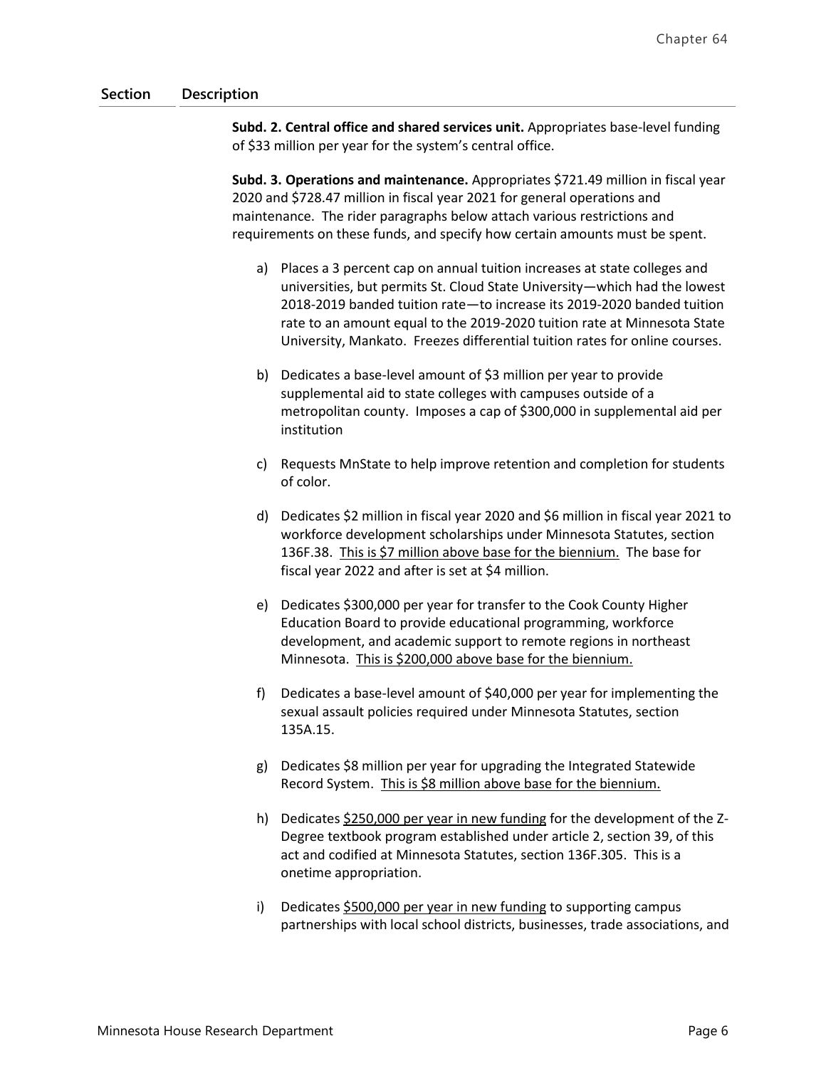| Section | Description |
|---|---|

**Subd. 2. Central office and shared services unit.** Appropriates base-level funding of $33 million per year for the system's central office.

**Subd. 3. Operations and maintenance.** Appropriates $721.49 million in fiscal year 2020 and $728.47 million in fiscal year 2021 for general operations and maintenance. The rider paragraphs below attach various restrictions and requirements on these funds, and specify how certain amounts must be spent.

a) Places a 3 percent cap on annual tuition increases at state colleges and universities, but permits St. Cloud State University—which had the lowest 2018-2019 banded tuition rate—to increase its 2019-2020 banded tuition rate to an amount equal to the 2019-2020 tuition rate at Minnesota State University, Mankato. Freezes differential tuition rates for online courses.

b) Dedicates a base-level amount of $3 million per year to provide supplemental aid to state colleges with campuses outside of a metropolitan county. Imposes a cap of $300,000 in supplemental aid per institution

c) Requests MnState to help improve retention and completion for students of color.

d) Dedicates $2 million in fiscal year 2020 and $6 million in fiscal year 2021 to workforce development scholarships under Minnesota Statutes, section 136F.38. <u>This is $7 million above base for the biennium.</u> The base for fiscal year 2022 and after is set at $4 million.

e) Dedicates $300,000 per year for transfer to the Cook County Higher Education Board to provide educational programming, workforce development, and academic support to remote regions in northeast Minnesota. <u>This is $200,000 above base for the biennium.</u>

f) Dedicates a base-level amount of $40,000 per year for implementing the sexual assault policies required under Minnesota Statutes, section 135A.15.

g) Dedicates $8 million per year for upgrading the Integrated Statewide Record System. <u>This is $8 million above base for the biennium.</u>

h) Dedicates <u>$250,000 per year in new funding</u> for the development of the Z-Degree textbook program established under article 2, section 39, of this act and codified at Minnesota Statutes, section 136F.305. This is a onetime appropriation.

i) Dedicates <u>$500,000 per year in new funding</u> to supporting campus partnerships with local school districts, businesses, trade associations, and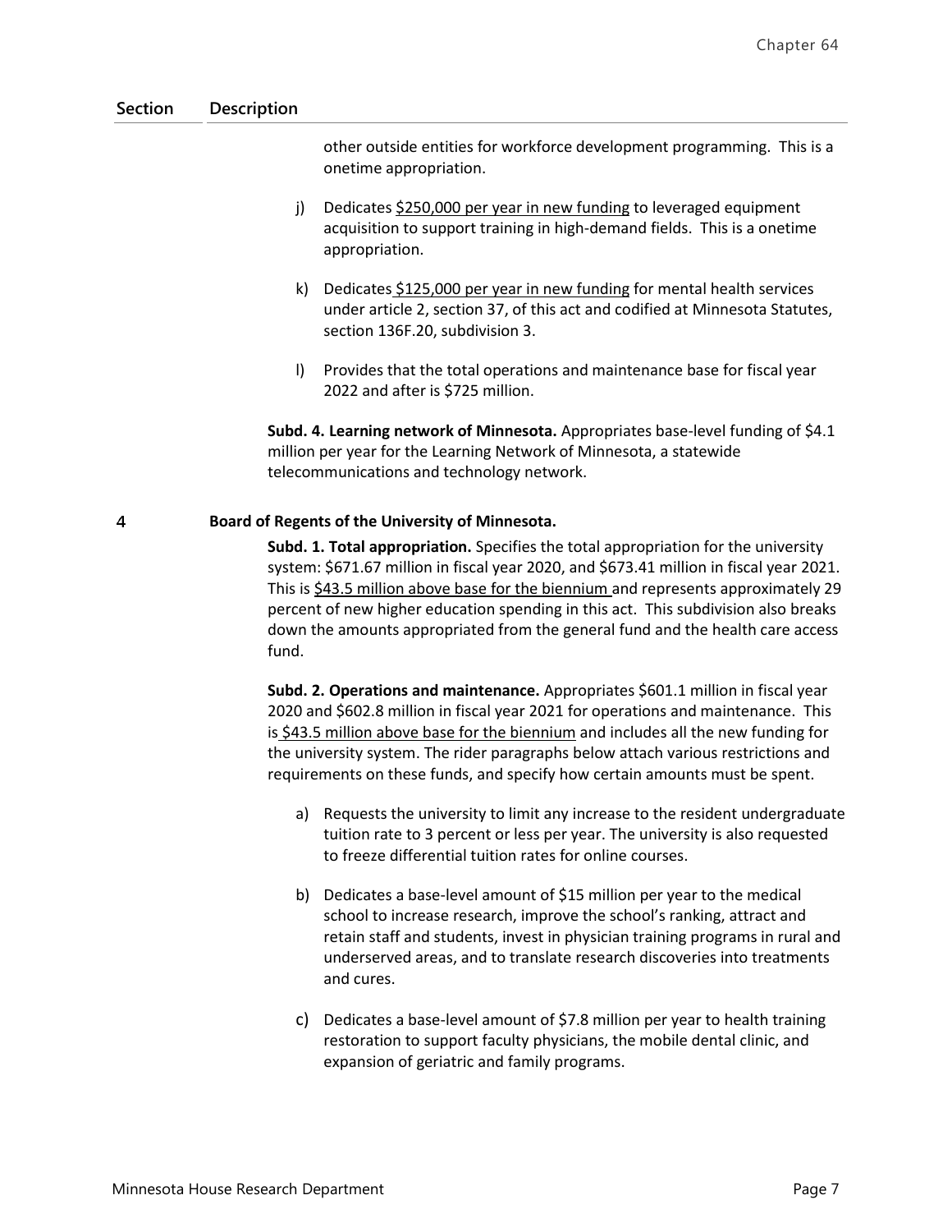| Section | Description |
|---|---|
| | other outside entities for workforce development programming. This is a onetime appropriation. |
| | j) Dedicates $250,000 per year in new funding to leveraged equipment acquisition to support training in high-demand fields. This is a onetime appropriation. |
| | k) Dedicates $125,000 per year in new funding for mental health services under article 2, section 37, of this act and codified at Minnesota Statutes, section 136F.20, subdivision 3. |
| | l) Provides that the total operations and maintenance base for fiscal year 2022 and after is $725 million. |
| | **Subd. 4. Learning network of Minnesota.** Appropriates base-level funding of $4.1 million per year for the Learning Network of Minnesota, a statewide telecommunications and technology network. |
| 4 | **Board of Regents of the University of Minnesota.** |
| | **Subd. 1. Total appropriation.** Specifies the total appropriation for the university system: $671.67 million in fiscal year 2020, and $673.41 million in fiscal year 2021. This is $43.5 million above base for the biennium and represents approximately 29 percent of new higher education spending in this act. This subdivision also breaks down the amounts appropriated from the general fund and the health care access fund. |
| | **Subd. 2. Operations and maintenance.** Appropriates $601.1 million in fiscal year 2020 and $602.8 million in fiscal year 2021 for operations and maintenance. This is $43.5 million above base for the biennium and includes all the new funding for the university system. The rider paragraphs below attach various restrictions and requirements on these funds, and specify how certain amounts must be spent. |
| | a) Requests the university to limit any increase to the resident undergraduate tuition rate to 3 percent or less per year. The university is also requested to freeze differential tuition rates for online courses. |
| | b) Dedicates a base-level amount of $15 million per year to the medical school to increase research, improve the school's ranking, attract and retain staff and students, invest in physician training programs in rural and underserved areas, and to translate research discoveries into treatments and cures. |
| | c) Dedicates a base-level amount of $7.8 million per year to health training restoration to support faculty physicians, the mobile dental clinic, and expansion of geriatric and family programs. |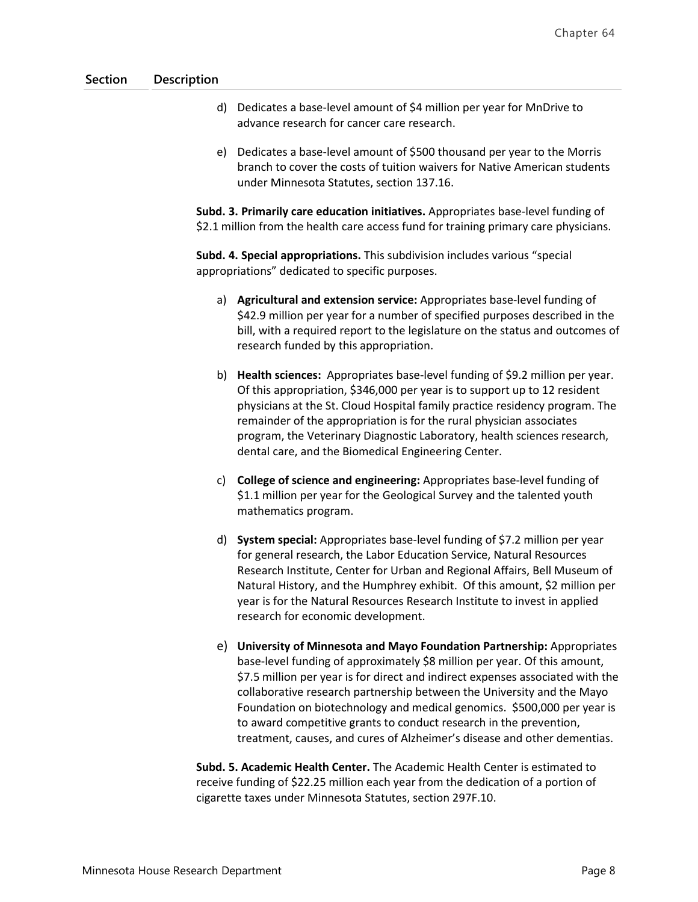| Section | Description |
|---|---|

d) Dedicates a base-level amount of $4 million per year for MnDrive to advance research for cancer care research.

e) Dedicates a base-level amount of $500 thousand per year to the Morris branch to cover the costs of tuition waivers for Native American students under Minnesota Statutes, section 137.16.

**Subd. 3. Primarily care education initiatives.** Appropriates base-level funding of $2.1 million from the health care access fund for training primary care physicians.

**Subd. 4. Special appropriations.** This subdivision includes various "special appropriations" dedicated to specific purposes.

a) **Agricultural and extension service:** Appropriates base-level funding of $42.9 million per year for a number of specified purposes described in the bill, with a required report to the legislature on the status and outcomes of research funded by this appropriation.

b) **Health sciences:** Appropriates base-level funding of $9.2 million per year. Of this appropriation, $346,000 per year is to support up to 12 resident physicians at the St. Cloud Hospital family practice residency program. The remainder of the appropriation is for the rural physician associates program, the Veterinary Diagnostic Laboratory, health sciences research, dental care, and the Biomedical Engineering Center.

c) **College of science and engineering:** Appropriates base-level funding of $1.1 million per year for the Geological Survey and the talented youth mathematics program.

d) **System special:** Appropriates base-level funding of $7.2 million per year for general research, the Labor Education Service, Natural Resources Research Institute, Center for Urban and Regional Affairs, Bell Museum of Natural History, and the Humphrey exhibit. Of this amount, $2 million per year is for the Natural Resources Research Institute to invest in applied research for economic development.

e) **University of Minnesota and Mayo Foundation Partnership:** Appropriates base-level funding of approximately $8 million per year. Of this amount, $7.5 million per year is for direct and indirect expenses associated with the collaborative research partnership between the University and the Mayo Foundation on biotechnology and medical genomics. $500,000 per year is to award competitive grants to conduct research in the prevention, treatment, causes, and cures of Alzheimer's disease and other dementias.

**Subd. 5. Academic Health Center.** The Academic Health Center is estimated to receive funding of $22.25 million each year from the dedication of a portion of cigarette taxes under Minnesota Statutes, section 297F.10.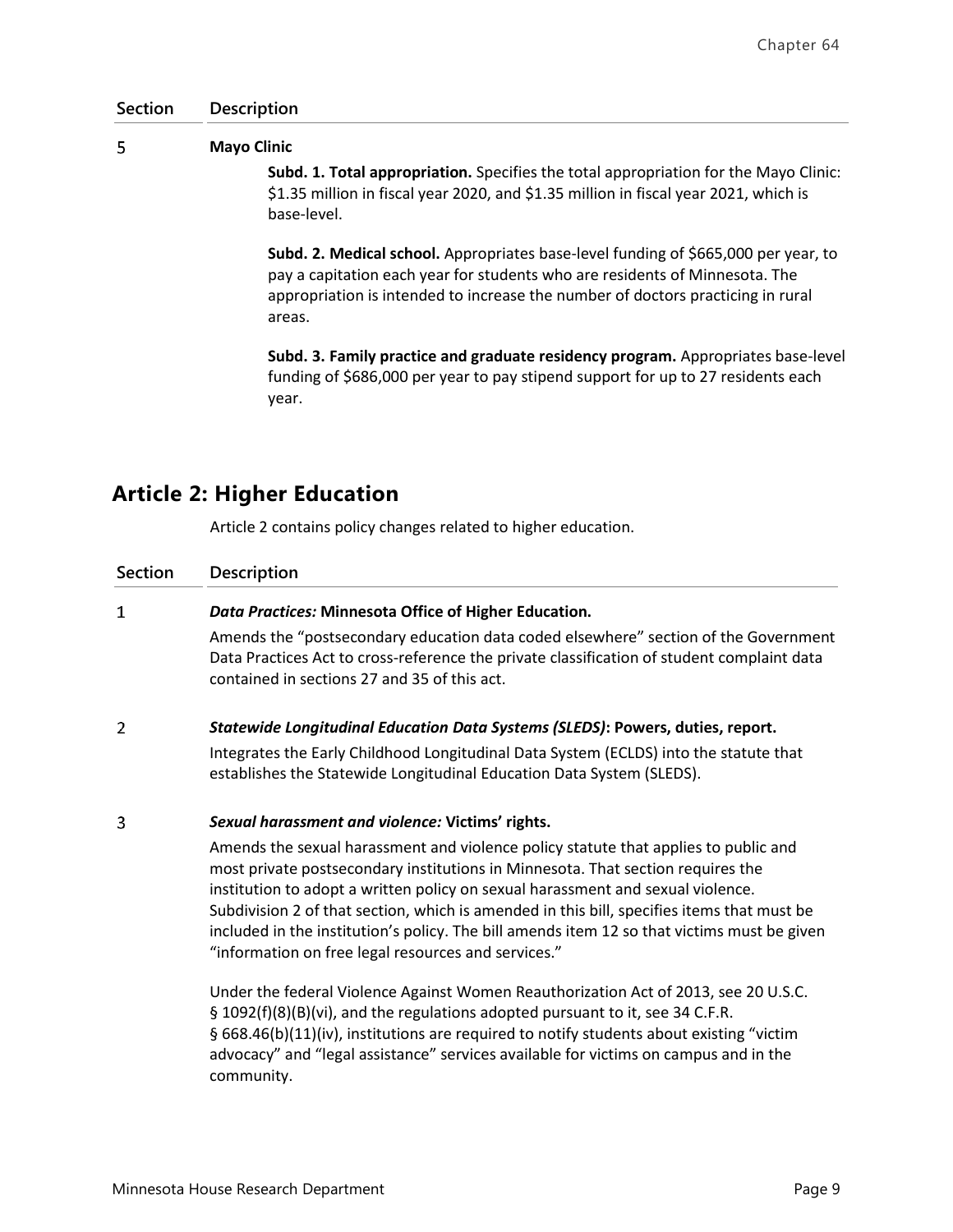| Section | Description |
|---|---|
| 5 | **Mayo Clinic**<br><br>**Subd. 1. Total appropriation.** Specifies the total appropriation for the Mayo Clinic: $1.35 million in fiscal year 2020, and $1.35 million in fiscal year 2021, which is base-level.<br><br>**Subd. 2. Medical school.** Appropriates base-level funding of $665,000 per year, to pay a capitation each year for students who are residents of Minnesota. The appropriation is intended to increase the number of doctors practicing in rural areas.<br><br>**Subd. 3. Family practice and graduate residency program.** Appropriates base-level funding of $686,000 per year to pay stipend support for up to 27 residents each year. |

## Article 2: Higher Education

Article 2 contains policy changes related to higher education.

| Section | Description |
|---|---|
| 1 | ***Data Practices:* Minnesota Office of Higher Education.**<br><br>Amends the "postsecondary education data coded elsewhere" section of the Government Data Practices Act to cross-reference the private classification of student complaint data contained in sections 27 and 35 of this act. |
| 2 | ***Statewide Longitudinal Education Data Systems (SLEDS)*: Powers, duties, report.**<br><br>Integrates the Early Childhood Longitudinal Data System (ECLDS) into the statute that establishes the Statewide Longitudinal Education Data System (SLEDS). |
| 3 | ***Sexual harassment and violence:* Victims' rights.**<br><br>Amends the sexual harassment and violence policy statute that applies to public and most private postsecondary institutions in Minnesota. That section requires the institution to adopt a written policy on sexual harassment and sexual violence. Subdivision 2 of that section, which is amended in this bill, specifies items that must be included in the institution's policy. The bill amends item 12 so that victims must be given "information on free legal resources and services."<br><br>Under the federal Violence Against Women Reauthorization Act of 2013, see 20 U.S.C. § 1092(f)(8)(B)(vi), and the regulations adopted pursuant to it, see 34 C.F.R. § 668.46(b)(11)(iv), institutions are required to notify students about existing "victim advocacy" and "legal assistance" services available for victims on campus and in the community. |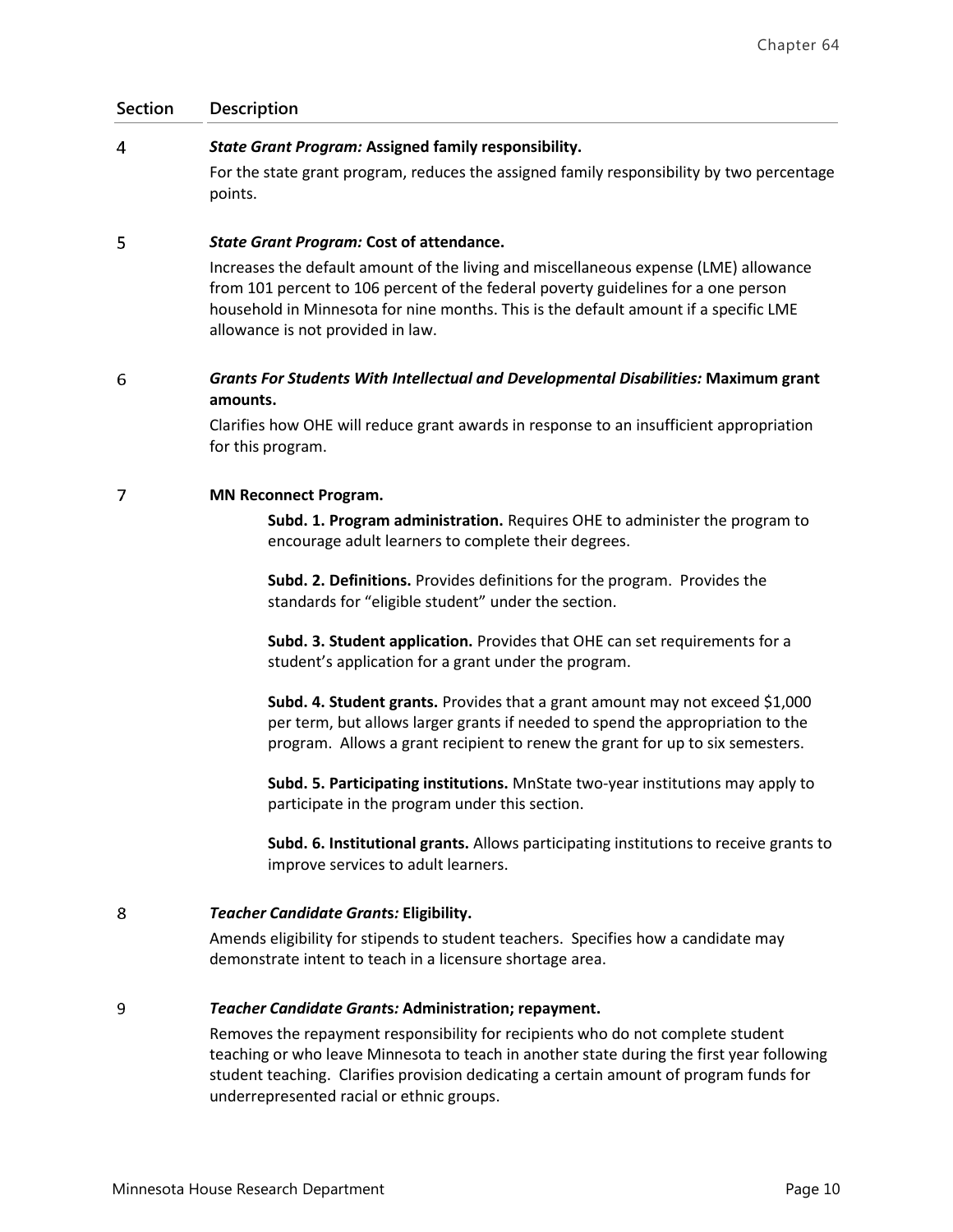| Section | Description |
| --- | --- |
| 4 | ***State Grant Program:* Assigned family responsibility.**<br><br>For the state grant program, reduces the assigned family responsibility by two percentage points. |
| 5 | ***State Grant Program:* Cost of attendance.**<br><br>Increases the default amount of the living and miscellaneous expense (LME) allowance from 101 percent to 106 percent of the federal poverty guidelines for a one person household in Minnesota for nine months. This is the default amount if a specific LME allowance is not provided in law. |
| 6 | ***Grants For Students With Intellectual and Developmental Disabilities:* Maximum grant amounts.**<br><br>Clarifies how OHE will reduce grant awards in response to an insufficient appropriation for this program. |
| 7 | **MN Reconnect Program.**<br><br>**Subd. 1. Program administration.** Requires OHE to administer the program to encourage adult learners to complete their degrees.<br><br>**Subd. 2. Definitions.** Provides definitions for the program. Provides the standards for "eligible student" under the section.<br><br>**Subd. 3. Student application.** Provides that OHE can set requirements for a student's application for a grant under the program.<br><br>**Subd. 4. Student grants.** Provides that a grant amount may not exceed $1,000 per term, but allows larger grants if needed to spend the appropriation to the program. Allows a grant recipient to renew the grant for up to six semesters.<br><br>**Subd. 5. Participating institutions.** MnState two-year institutions may apply to participate in the program under this section.<br><br>**Subd. 6. Institutional grants.** Allows participating institutions to receive grants to improve services to adult learners. |
| 8 | ***Teacher Candidate Grants:* Eligibility.**<br><br>Amends eligibility for stipends to student teachers. Specifies how a candidate may demonstrate intent to teach in a licensure shortage area. |
| 9 | ***Teacher Candidate Grants:* Administration; repayment.**<br><br>Removes the repayment responsibility for recipients who do not complete student teaching or who leave Minnesota to teach in another state during the first year following student teaching. Clarifies provision dedicating a certain amount of program funds for underrepresented racial or ethnic groups. |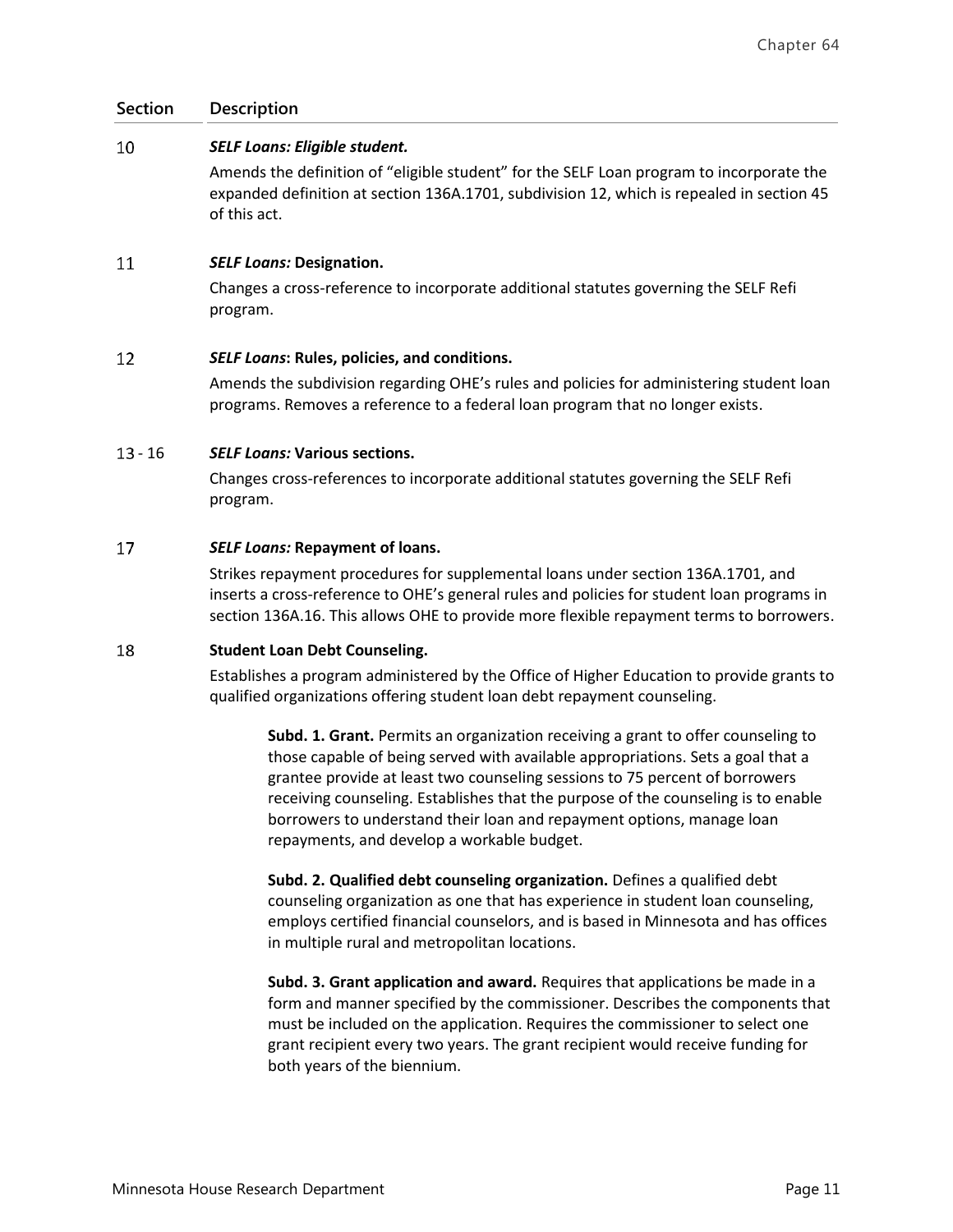| Section | Description |
|---|---|
| 10 | ***SELF Loans: Eligible student.*** <br> Amends the definition of "eligible student" for the SELF Loan program to incorporate the expanded definition at section 136A.1701, subdivision 12, which is repealed in section 45 of this act. |
| 11 | ***SELF Loans:* Designation.** <br> Changes a cross-reference to incorporate additional statutes governing the SELF Refi program. |
| 12 | ***SELF Loans*: Rules, policies, and conditions.** <br> Amends the subdivision regarding OHE's rules and policies for administering student loan programs. Removes a reference to a federal loan program that no longer exists. |
| 13 - 16 | ***SELF Loans:* Various sections.** <br> Changes cross-references to incorporate additional statutes governing the SELF Refi program. |
| 17 | ***SELF Loans:* Repayment of loans.** <br> Strikes repayment procedures for supplemental loans under section 136A.1701, and inserts a cross-reference to OHE's general rules and policies for student loan programs in section 136A.16. This allows OHE to provide more flexible repayment terms to borrowers. |
| 18 | **Student Loan Debt Counseling.** <br> Establishes a program administered by the Office of Higher Education to provide grants to qualified organizations offering student loan debt repayment counseling. <br><br> **Subd. 1. Grant.** Permits an organization receiving a grant to offer counseling to those capable of being served with available appropriations. Sets a goal that a grantee provide at least two counseling sessions to 75 percent of borrowers receiving counseling. Establishes that the purpose of the counseling is to enable borrowers to understand their loan and repayment options, manage loan repayments, and develop a workable budget. <br><br> **Subd. 2. Qualified debt counseling organization.** Defines a qualified debt counseling organization as one that has experience in student loan counseling, employs certified financial counselors, and is based in Minnesota and has offices in multiple rural and metropolitan locations. <br><br> **Subd. 3. Grant application and award.** Requires that applications be made in a form and manner specified by the commissioner. Describes the components that must be included on the application. Requires the commissioner to select one grant recipient every two years. The grant recipient would receive funding for both years of the biennium. |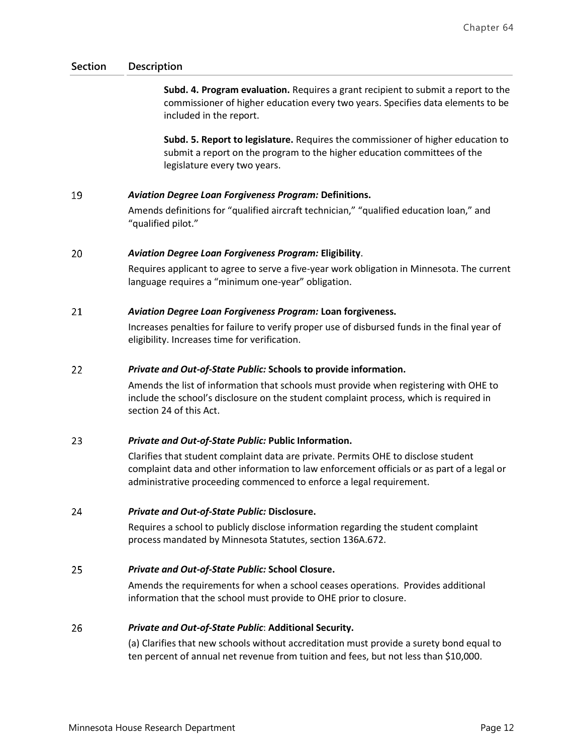| Section | Description |
|---|---|
| | **Subd. 4. Program evaluation.** Requires a grant recipient to submit a report to the commissioner of higher education every two years. Specifies data elements to be included in the report.<br><br>**Subd. 5. Report to legislature.** Requires the commissioner of higher education to submit a report on the program to the higher education committees of the legislature every two years. |
| 19 | ***Aviation Degree Loan Forgiveness Program:* Definitions.**<br>Amends definitions for "qualified aircraft technician," "qualified education loan," and "qualified pilot." |
| 20 | ***Aviation Degree Loan Forgiveness Program:* Eligibility**.<br>Requires applicant to agree to serve a five-year work obligation in Minnesota. The current language requires a "minimum one-year" obligation. |
| 21 | ***Aviation Degree Loan Forgiveness Program:* Loan forgiveness.**<br>Increases penalties for failure to verify proper use of disbursed funds in the final year of eligibility. Increases time for verification. |
| 22 | ***Private and Out-of-State Public:* Schools to provide information.**<br>Amends the list of information that schools must provide when registering with OHE to include the school's disclosure on the student complaint process, which is required in section 24 of this Act. |
| 23 | ***Private and Out-of-State Public:* Public Information.**<br>Clarifies that student complaint data are private. Permits OHE to disclose student complaint data and other information to law enforcement officials or as part of a legal or administrative proceeding commenced to enforce a legal requirement. |
| 24 | ***Private and Out-of-State Public:* Disclosure.**<br>Requires a school to publicly disclose information regarding the student complaint process mandated by Minnesota Statutes, section 136A.672. |
| 25 | ***Private and Out-of-State Public:* School Closure.**<br>Amends the requirements for when a school ceases operations. Provides additional information that the school must provide to OHE prior to closure. |
| 26 | ***Private and Out-of-State Public*: Additional Security.**<br>(a) Clarifies that new schools without accreditation must provide a surety bond equal to ten percent of annual net revenue from tuition and fees, but not less than $10,000. |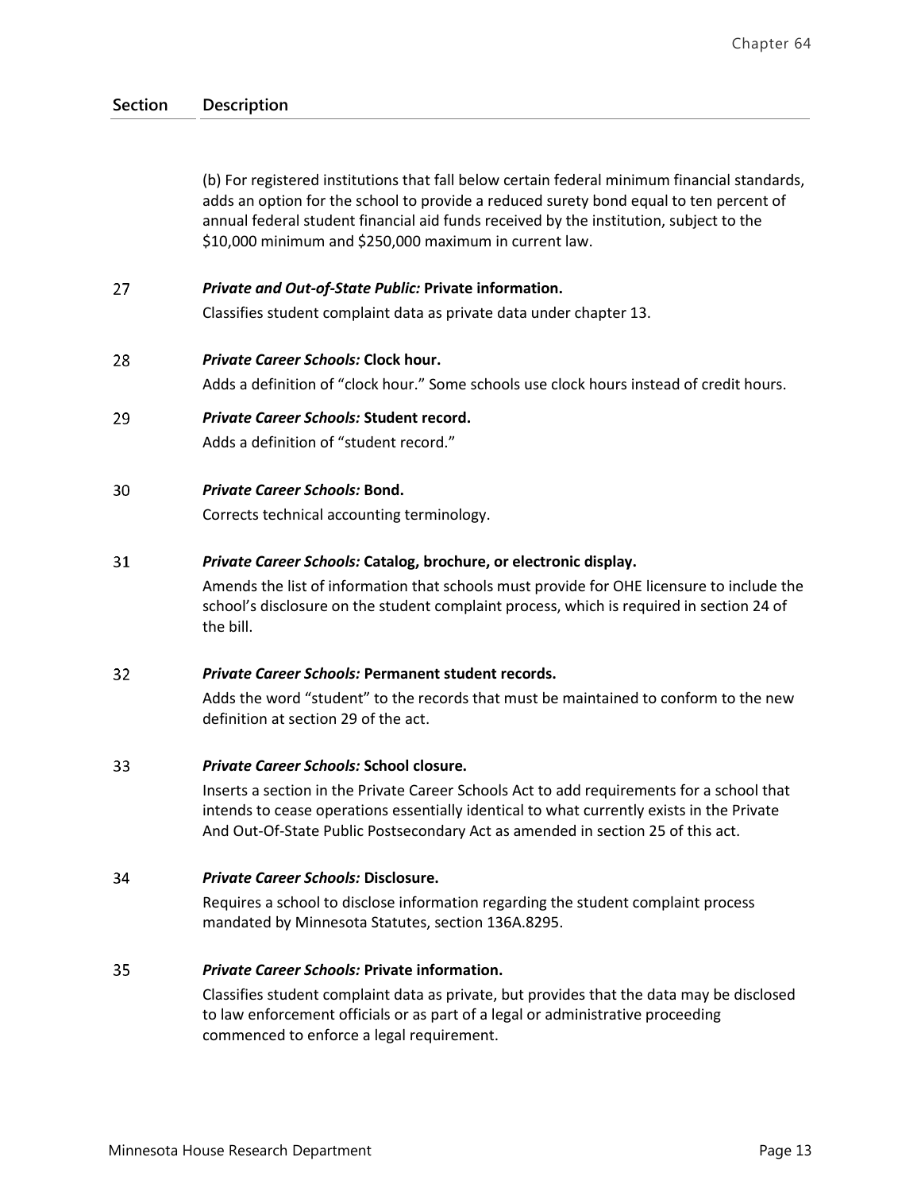| Section | Description |
|---|---|
| | (b) For registered institutions that fall below certain federal minimum financial standards, adds an option for the school to provide a reduced surety bond equal to ten percent of annual federal student financial aid funds received by the institution, subject to the $10,000 minimum and $250,000 maximum in current law. |
| 27 | ***Private and Out-of-State Public:* Private information.**<br>Classifies student complaint data as private data under chapter 13. |
| 28 | ***Private Career Schools:* Clock hour.**<br>Adds a definition of "clock hour." Some schools use clock hours instead of credit hours. |
| 29 | ***Private Career Schools:* Student record.**<br>Adds a definition of "student record." |
| 30 | ***Private Career Schools:* Bond.**<br>Corrects technical accounting terminology. |
| 31 | ***Private Career Schools:* Catalog, brochure, or electronic display.**<br>Amends the list of information that schools must provide for OHE licensure to include the school's disclosure on the student complaint process, which is required in section 24 of the bill. |
| 32 | ***Private Career Schools:* Permanent student records.**<br>Adds the word "student" to the records that must be maintained to conform to the new definition at section 29 of the act. |
| 33 | ***Private Career Schools:* School closure.**<br>Inserts a section in the Private Career Schools Act to add requirements for a school that intends to cease operations essentially identical to what currently exists in the Private And Out-Of-State Public Postsecondary Act as amended in section 25 of this act. |
| 34 | ***Private Career Schools:* Disclosure.**<br>Requires a school to disclose information regarding the student complaint process mandated by Minnesota Statutes, section 136A.8295. |
| 35 | ***Private Career Schools:* Private information.**<br>Classifies student complaint data as private, but provides that the data may be disclosed to law enforcement officials or as part of a legal or administrative proceeding commenced to enforce a legal requirement. |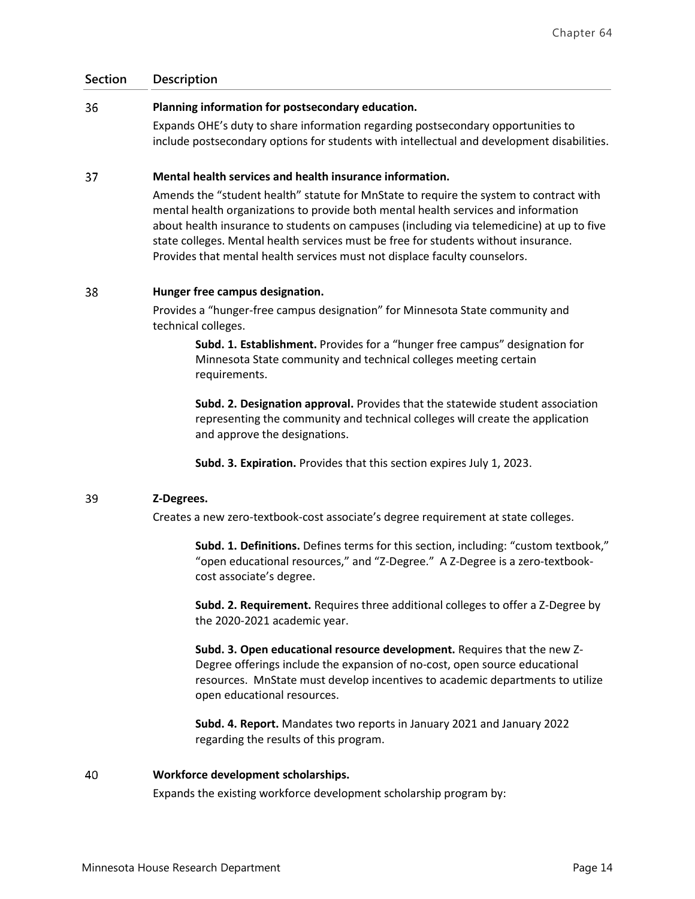| Section | Description |
|---|---|
| 36 | **Planning information for postsecondary education.**<br>Expands OHE's duty to share information regarding postsecondary opportunities to include postsecondary options for students with intellectual and development disabilities. |
| 37 | **Mental health services and health insurance information.**<br>Amends the "student health" statute for MnState to require the system to contract with mental health organizations to provide both mental health services and information about health insurance to students on campuses (including via telemedicine) at up to five state colleges. Mental health services must be free for students without insurance. Provides that mental health services must not displace faculty counselors. |
| 38 | **Hunger free campus designation.**<br>Provides a "hunger-free campus designation" for Minnesota State community and technical colleges.<br><br>**Subd. 1. Establishment.** Provides for a "hunger free campus" designation for Minnesota State community and technical colleges meeting certain requirements.<br><br>**Subd. 2. Designation approval.** Provides that the statewide student association representing the community and technical colleges will create the application and approve the designations.<br><br>**Subd. 3. Expiration.** Provides that this section expires July 1, 2023. |
| 39 | **Z-Degrees.**<br>Creates a new zero-textbook-cost associate's degree requirement at state colleges.<br><br>**Subd. 1. Definitions.** Defines terms for this section, including: "custom textbook," "open educational resources," and "Z-Degree." A Z-Degree is a zero-textbook-cost associate's degree.<br><br>**Subd. 2. Requirement.** Requires three additional colleges to offer a Z-Degree by the 2020-2021 academic year.<br><br>**Subd. 3. Open educational resource development.** Requires that the new Z-Degree offerings include the expansion of no-cost, open source educational resources. MnState must develop incentives to academic departments to utilize open educational resources.<br><br>**Subd. 4. Report.** Mandates two reports in January 2021 and January 2022 regarding the results of this program. |
| 40 | **Workforce development scholarships.**<br>Expands the existing workforce development scholarship program by: |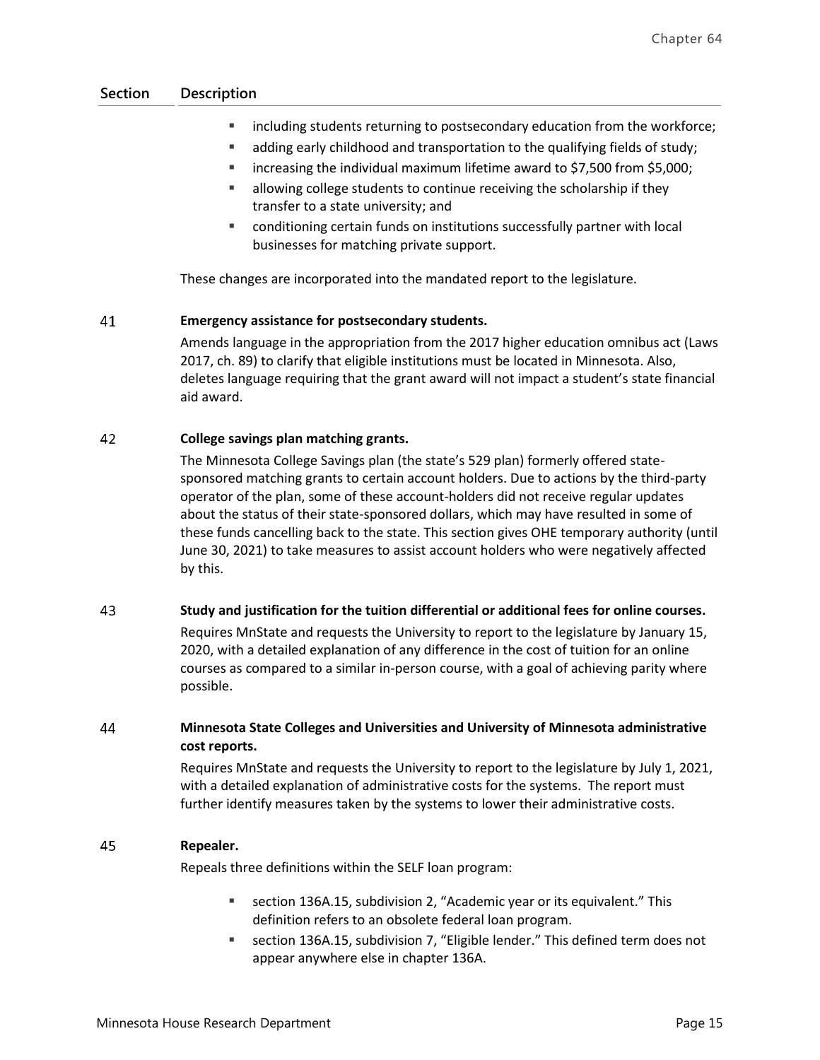| Section | Description |
|---|---|
| | ▪ including students returning to postsecondary education from the workforce;<br>▪ adding early childhood and transportation to the qualifying fields of study;<br>▪ increasing the individual maximum lifetime award to $7,500 from $5,000;<br>▪ allowing college students to continue receiving the scholarship if they transfer to a state university; and<br>▪ conditioning certain funds on institutions successfully partner with local businesses for matching private support.<br><br>These changes are incorporated into the mandated report to the legislature. |
| 41 | **Emergency assistance for postsecondary students.**<br>Amends language in the appropriation from the 2017 higher education omnibus act (Laws 2017, ch. 89) to clarify that eligible institutions must be located in Minnesota. Also, deletes language requiring that the grant award will not impact a student's state financial aid award. |
| 42 | **College savings plan matching grants.**<br>The Minnesota College Savings plan (the state's 529 plan) formerly offered state-sponsored matching grants to certain account holders. Due to actions by the third-party operator of the plan, some of these account-holders did not receive regular updates about the status of their state-sponsored dollars, which may have resulted in some of these funds cancelling back to the state. This section gives OHE temporary authority (until June 30, 2021) to take measures to assist account holders who were negatively affected by this. |
| 43 | **Study and justification for the tuition differential or additional fees for online courses.**<br>Requires MnState and requests the University to report to the legislature by January 15, 2020, with a detailed explanation of any difference in the cost of tuition for an online courses as compared to a similar in-person course, with a goal of achieving parity where possible. |
| 44 | **Minnesota State Colleges and Universities and University of Minnesota administrative cost reports.**<br>Requires MnState and requests the University to report to the legislature by July 1, 2021, with a detailed explanation of administrative costs for the systems. The report must further identify measures taken by the systems to lower their administrative costs. |
| 45 | **Repealer.**<br>Repeals three definitions within the SELF loan program:<br><br>▪ section 136A.15, subdivision 2, "Academic year or its equivalent." This definition refers to an obsolete federal loan program.<br>▪ section 136A.15, subdivision 7, "Eligible lender." This defined term does not appear anywhere else in chapter 136A. |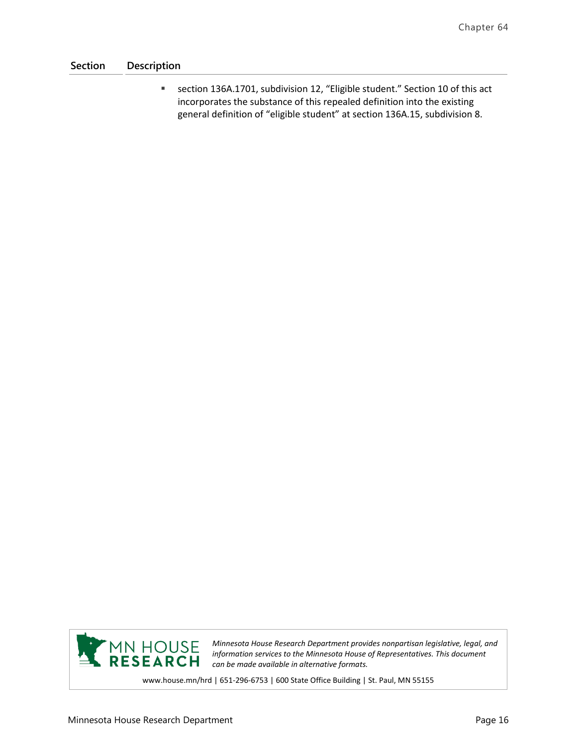| Section | Description |
|---|---|
| | ▪ section 136A.1701, subdivision 12, "Eligible student." Section 10 of this act incorporates the substance of this repealed definition into the existing general definition of "eligible student" at section 136A.15, subdivision 8. |

MN HOUSE RESEARCH

*Minnesota House Research Department provides nonpartisan legislative, legal, and information services to the Minnesota House of Representatives. This document can be made available in alternative formats.*

www.house.mn/hrd | 651-296-6753 | 600 State Office Building | St. Paul, MN 55155